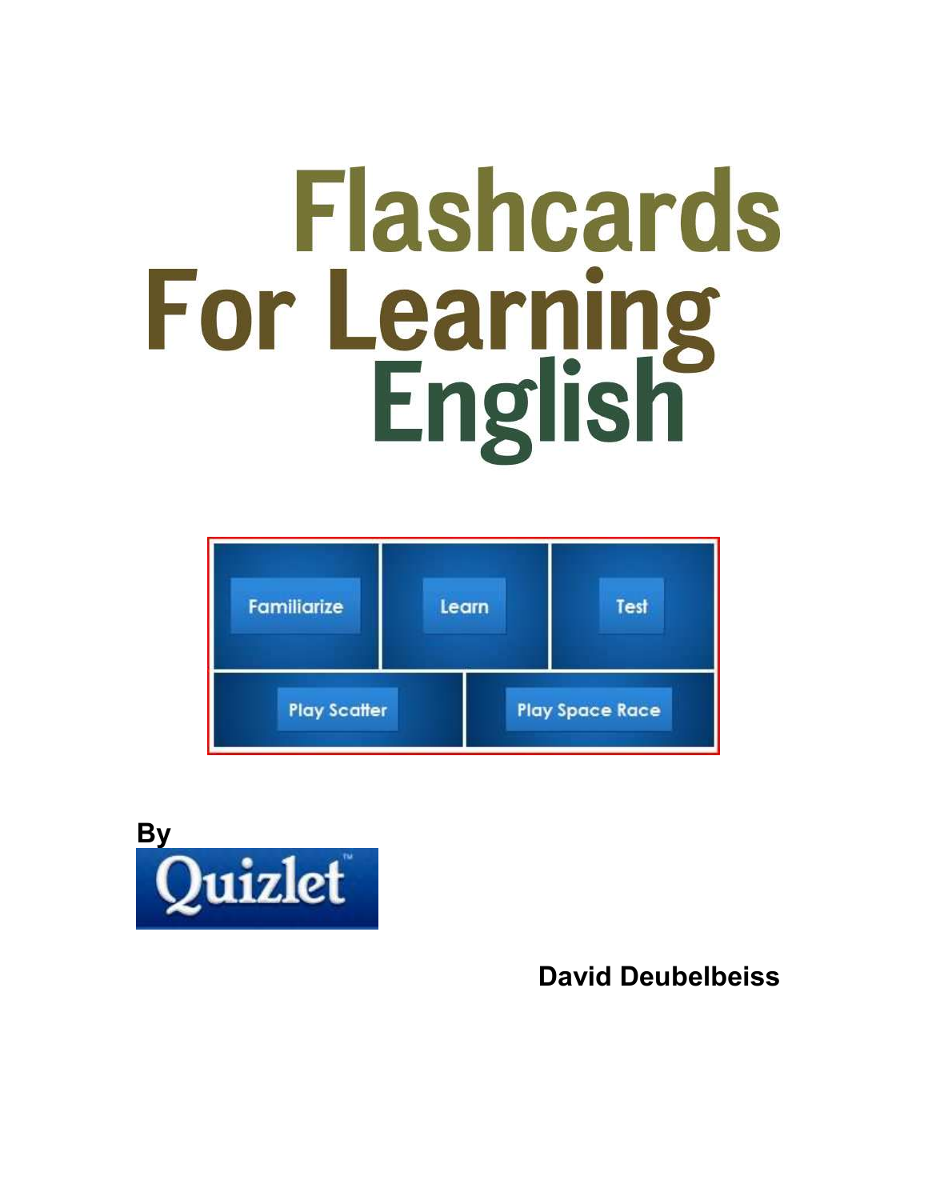# Flashcards For Learning English

Familiarize

Learn

Test

Play Scatter

Play Space Race

**By**

Quizlet

**David Deubelbeiss**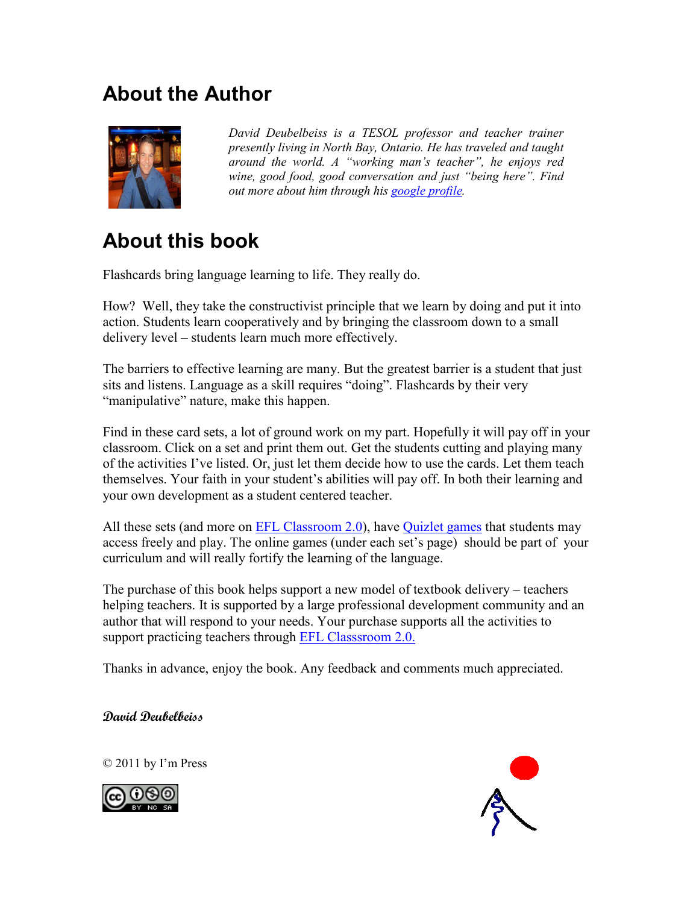## About the Author

*David Deubelbeiss is a TESOL professor and teacher trainer presently living in North Bay, Ontario. He has traveled and taught around the world. A "working man's teacher", he enjoys red wine, good food, good conversation and just "being here". Find out more about him through his google profile.*

## About this book

Flashcards bring language learning to life. They really do.

How? Well, they take the constructivist principle that we learn by doing and put it into action. Students learn cooperatively and by bringing the classroom down to a small delivery level – students learn much more effectively.

The barriers to effective learning are many. But the greatest barrier is a student that just sits and listens. Language as a skill requires "doing". Flashcards by their very "manipulative" nature, make this happen.

Find in these card sets, a lot of ground work on my part. Hopefully it will pay off in your classroom. Click on a set and print them out. Get the students cutting and playing many of the activities I've listed. Or, just let them decide how to use the cards. Let them teach themselves. Your faith in your student's abilities will pay off. In both their learning and your own development as a student centered teacher.

All these sets (and more on EFL Classroom 2.0), have Quizlet games that students may access freely and play. The online games (under each set's page) should be part of your curriculum and will really fortify the learning of the language.

The purchase of this book helps support a new model of textbook delivery – teachers helping teachers. It is supported by a large professional development community and an author that will respond to your needs. Your purchase supports all the activities to support practicing teachers through EFL Classsroom 2.0.

Thanks in advance, enjoy the book. Any feedback and comments much appreciated.

***David Deubelbeiss***

© 2011 by I'm Press

cc BY NC SA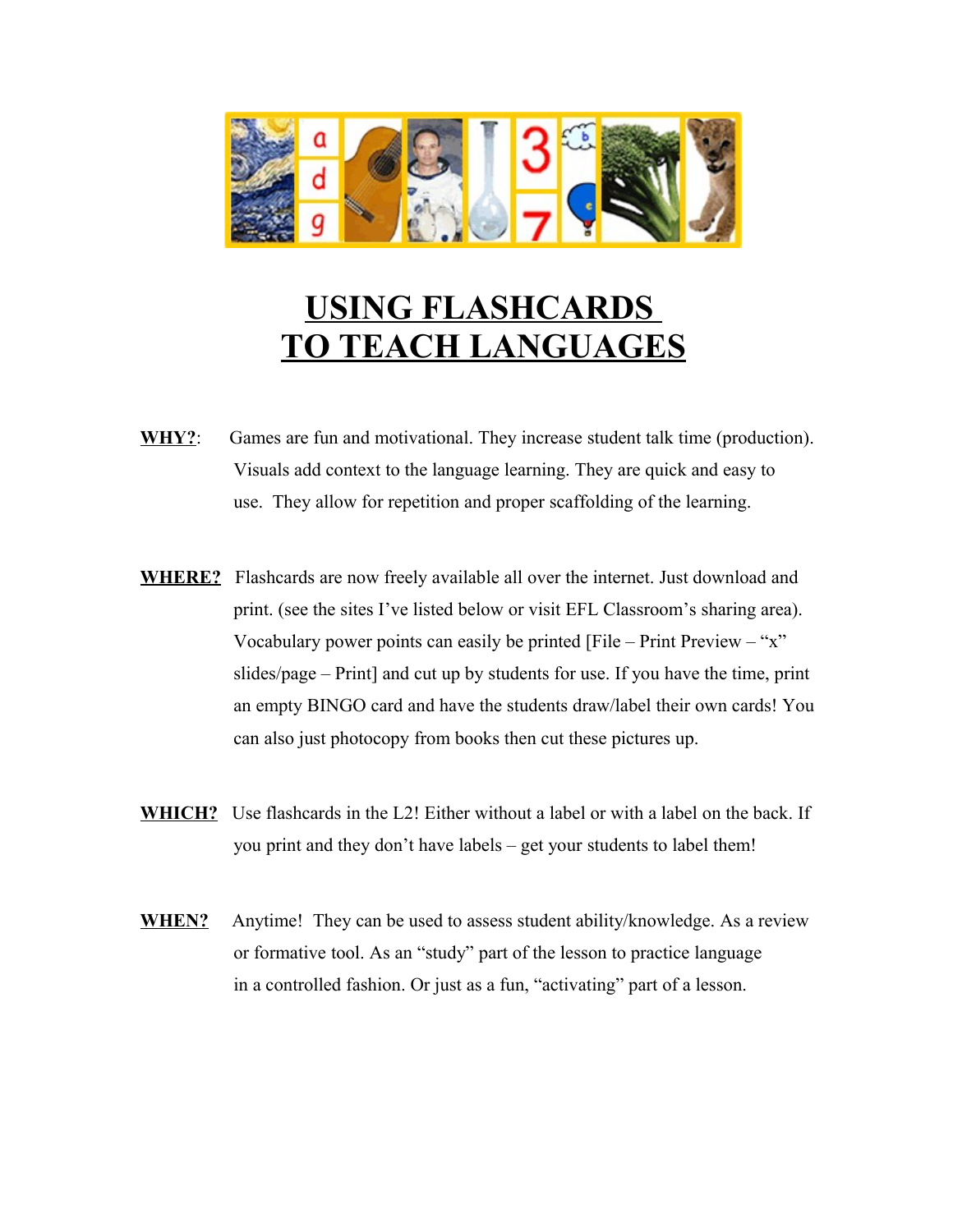# <u>USING FLASHCARDS TO TEACH LANGUAGES</u>

**<u>WHY?</u>**: Games are fun and motivational. They increase student talk time (production). Visuals add context to the language learning. They are quick and easy to use. They allow for repetition and proper scaffolding of the learning.

**<u>WHERE?</u>** Flashcards are now freely available all over the internet. Just download and print. (see the sites I've listed below or visit EFL Classroom's sharing area). Vocabulary power points can easily be printed [File – Print Preview – "x" slides/page – Print] and cut up by students for use. If you have the time, print an empty BINGO card and have the students draw/label their own cards! You can also just photocopy from books then cut these pictures up.

**<u>WHICH?</u>** Use flashcards in the L2! Either without a label or with a label on the back. If you print and they don't have labels – get your students to label them!

**<u>WHEN?</u>** Anytime! They can be used to assess student ability/knowledge. As a review or formative tool. As an "study" part of the lesson to practice language in a controlled fashion. Or just as a fun, "activating" part of a lesson.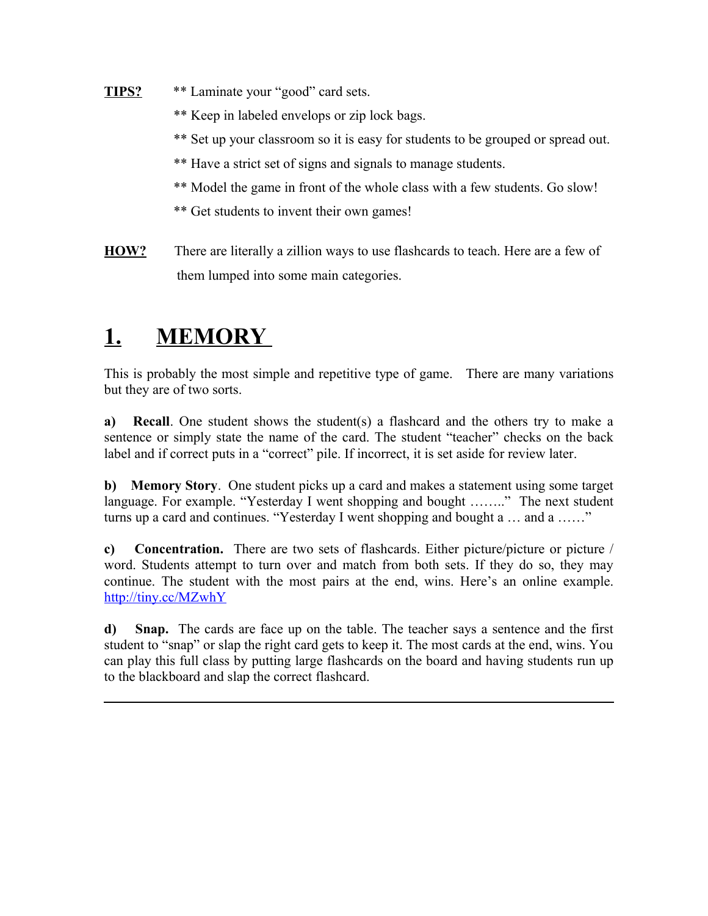**TIPS?** ** Laminate your "good" card sets.

** Keep in labeled envelops or zip lock bags.

** Set up your classroom so it is easy for students to be grouped or spread out.

** Have a strict set of signs and signals to manage students.

** Model the game in front of the whole class with a few students. Go slow!

** Get students to invent their own games!

**HOW?** There are literally a zillion ways to use flashcards to teach. Here are a few of them lumped into some main categories.

# 1. MEMORY

This is probably the most simple and repetitive type of game. There are many variations but they are of two sorts.

**a) Recall**. One student shows the student(s) a flashcard and the others try to make a sentence or simply state the name of the card. The student "teacher" checks on the back label and if correct puts in a "correct" pile. If incorrect, it is set aside for review later.

**b) Memory Story**. One student picks up a card and makes a statement using some target language. For example. "Yesterday I went shopping and bought …….." The next student turns up a card and continues. "Yesterday I went shopping and bought a … and a ……"

**c) Concentration.** There are two sets of flashcards. Either picture/picture or picture / word. Students attempt to turn over and match from both sets. If they do so, they may continue. The student with the most pairs at the end, wins. Here's an online example. [http://tiny.cc/MZwhY](http://tiny.cc/MZwhY)

**d) Snap.** The cards are face up on the table. The teacher says a sentence and the first student to "snap" or slap the right card gets to keep it. The most cards at the end, wins. You can play this full class by putting large flashcards on the board and having students run up to the blackboard and slap the correct flashcard.

---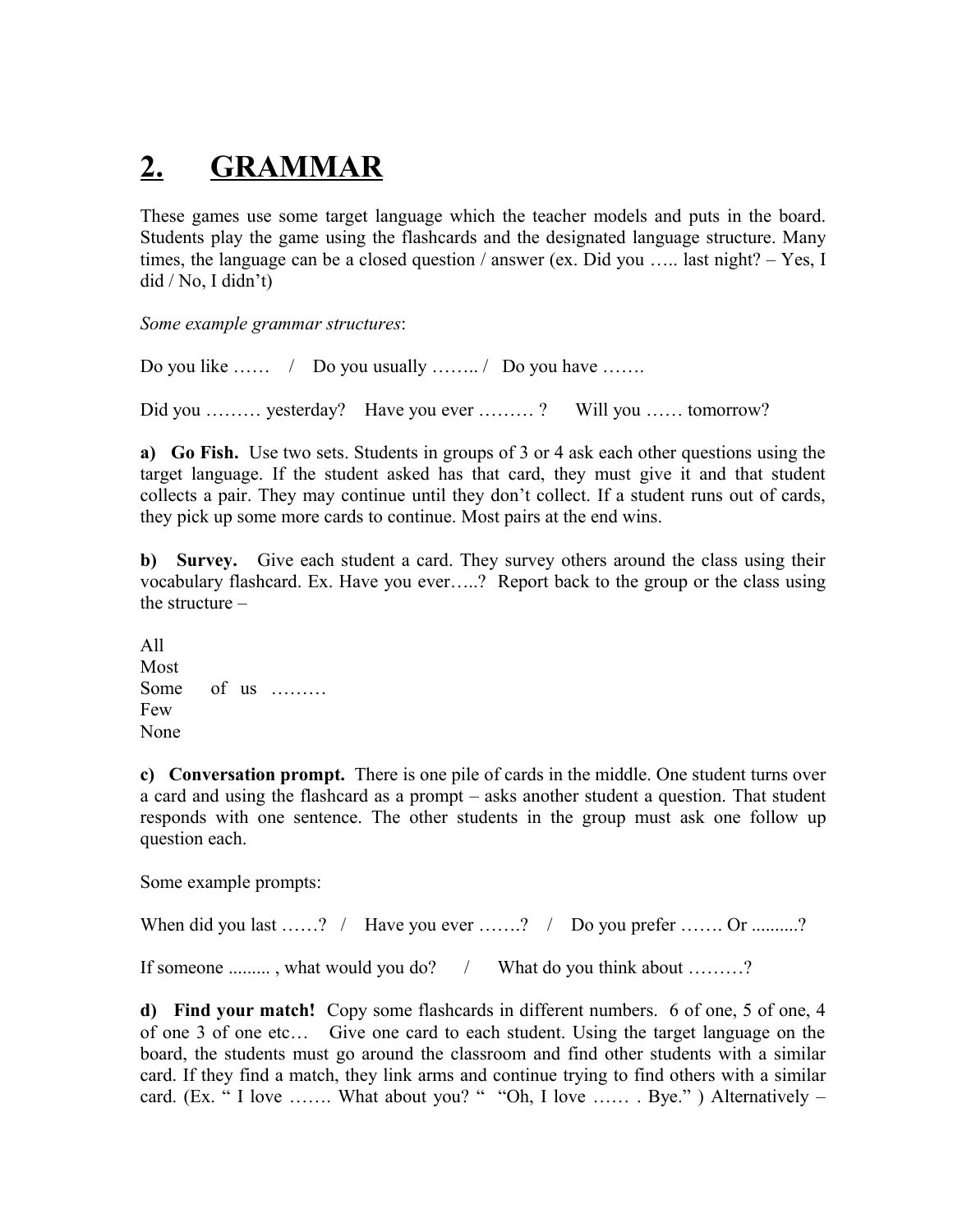# 2. GRAMMAR

These games use some target language which the teacher models and puts in the board. Students play the game using the flashcards and the designated language structure. Many times, the language can be a closed question / answer (ex. Did you ….. last night? – Yes, I did / No, I didn't)

*Some example grammar structures*:

Do you like …… / Do you usually …….. / Do you have …….

Did you ……… yesterday? Have you ever ……… ? Will you …… tomorrow?

**a) Go Fish.** Use two sets. Students in groups of 3 or 4 ask each other questions using the target language. If the student asked has that card, they must give it and that student collects a pair. They may continue until they don't collect. If a student runs out of cards, they pick up some more cards to continue. Most pairs at the end wins.

**b) Survey.** Give each student a card. They survey others around the class using their vocabulary flashcard. Ex. Have you ever…..? Report back to the group or the class using the structure –

All
Most
Some of us ………
Few
None

**c) Conversation prompt.** There is one pile of cards in the middle. One student turns over a card and using the flashcard as a prompt – asks another student a question. That student responds with one sentence. The other students in the group must ask one follow up question each.

Some example prompts:

When did you last ……? / Have you ever …….? / Do you prefer ……. Or ..........?

If someone ......... , what would you do? / What do you think about ………?

**d) Find your match!** Copy some flashcards in different numbers. 6 of one, 5 of one, 4 of one 3 of one etc… Give one card to each student. Using the target language on the board, the students must go around the classroom and find other students with a similar card. If they find a match, they link arms and continue trying to find others with a similar card. (Ex. " I love ……. What about you? " "Oh, I love …… . Bye." ) Alternatively –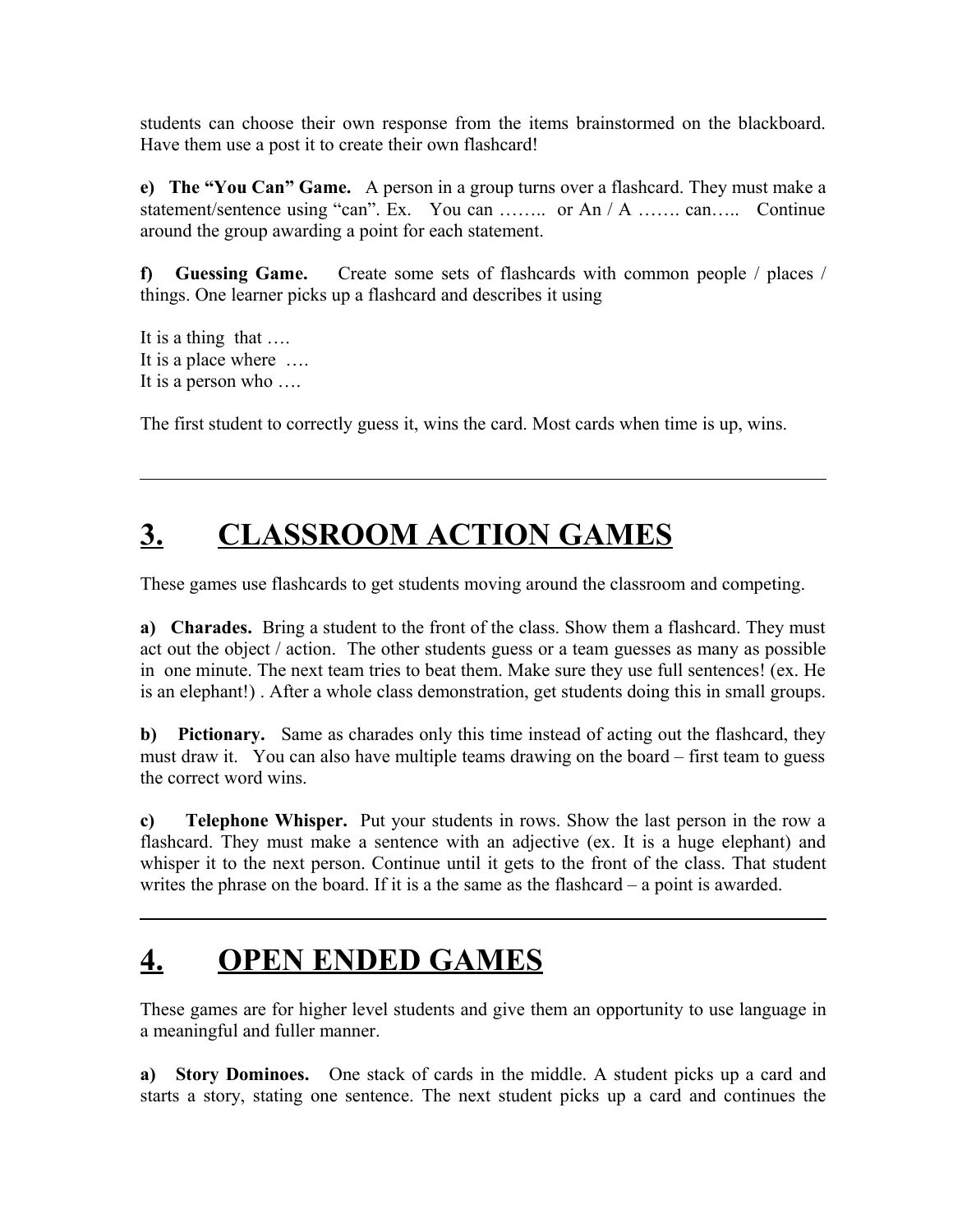students can choose their own response from the items brainstormed on the blackboard. Have them use a post it to create their own flashcard!

**e) The "You Can" Game.** A person in a group turns over a flashcard. They must make a statement/sentence using "can". Ex. You can …….. or An / A ……. can….. Continue around the group awarding a point for each statement.

**f) Guessing Game.** Create some sets of flashcards with common people / places / things. One learner picks up a flashcard and describes it using

It is a thing that ….
It is a place where ….
It is a person who ….

The first student to correctly guess it, wins the card. Most cards when time is up, wins.

---

# 3. CLASSROOM ACTION GAMES

These games use flashcards to get students moving around the classroom and competing.

**a) Charades.** Bring a student to the front of the class. Show them a flashcard. They must act out the object / action. The other students guess or a team guesses as many as possible in one minute. The next team tries to beat them. Make sure they use full sentences! (ex. He is an elephant!) . After a whole class demonstration, get students doing this in small groups.

**b) Pictionary.** Same as charades only this time instead of acting out the flashcard, they must draw it. You can also have multiple teams drawing on the board – first team to guess the correct word wins.

**c) Telephone Whisper.** Put your students in rows. Show the last person in the row a flashcard. They must make a sentence with an adjective (ex. It is a huge elephant) and whisper it to the next person. Continue until it gets to the front of the class. That student writes the phrase on the board. If it is a the same as the flashcard – a point is awarded.

---

# 4. OPEN ENDED GAMES

These games are for higher level students and give them an opportunity to use language in a meaningful and fuller manner.

**a) Story Dominoes.** One stack of cards in the middle. A student picks up a card and starts a story, stating one sentence. The next student picks up a card and continues the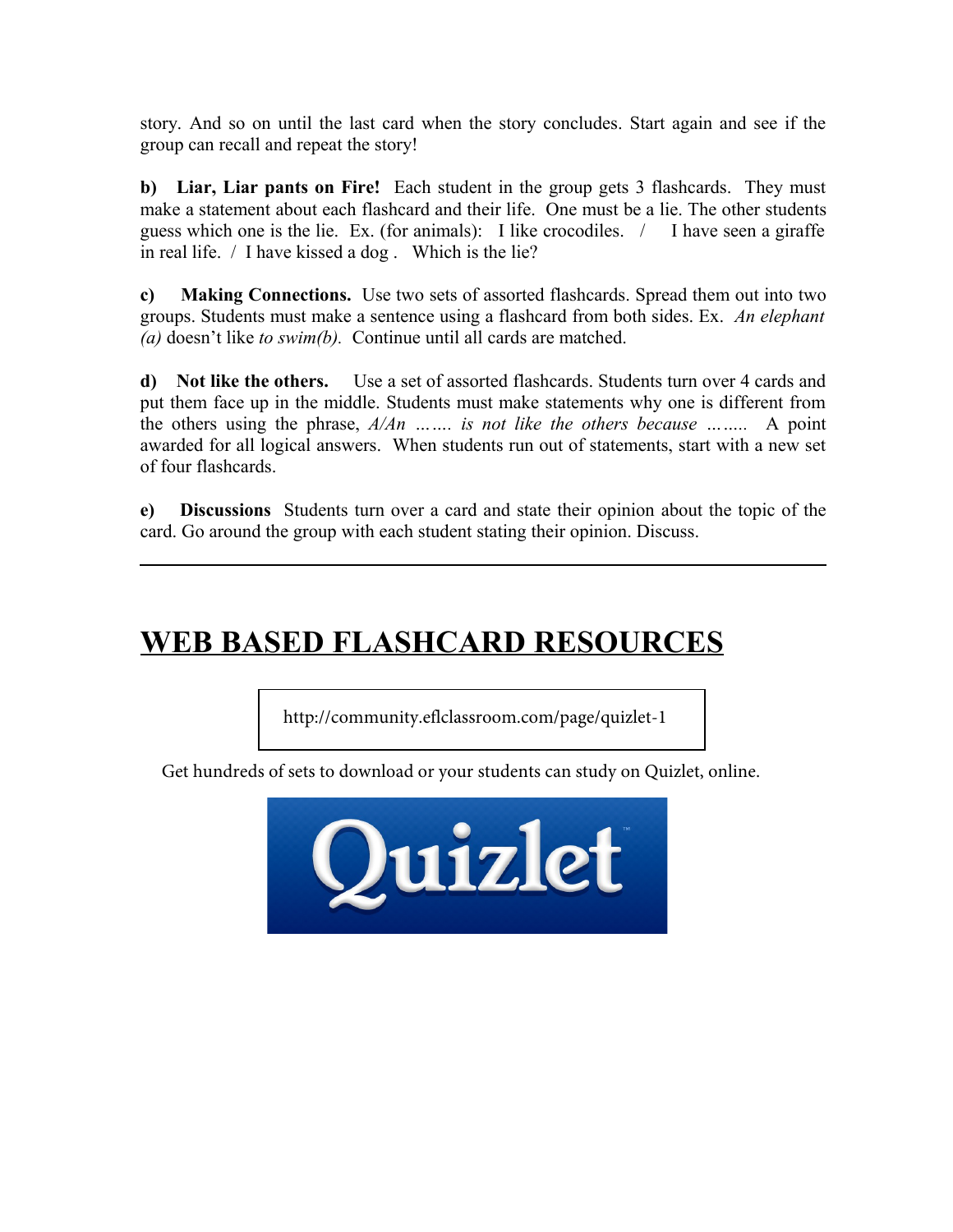story. And so on until the last card when the story concludes. Start again and see if the group can recall and repeat the story!

**b) Liar, Liar pants on Fire!** Each student in the group gets 3 flashcards. They must make a statement about each flashcard and their life. One must be a lie. The other students guess which one is the lie. Ex. (for animals): I like crocodiles. / I have seen a giraffe in real life. / I have kissed a dog . Which is the lie?

**c) Making Connections.** Use two sets of assorted flashcards. Spread them out into two groups. Students must make a sentence using a flashcard from both sides. Ex. *An elephant (a)* doesn't like *to swim(b).* Continue until all cards are matched.

**d) Not like the others.** Use a set of assorted flashcards. Students turn over 4 cards and put them face up in the middle. Students must make statements why one is different from the others using the phrase, *A/An ……. is not like the others because ……..* A point awarded for all logical answers. When students run out of statements, start with a new set of four flashcards.

**e) Discussions** Students turn over a card and state their opinion about the topic of the card. Go around the group with each student stating their opinion. Discuss.

---

# WEB BASED FLASHCARD RESOURCES

http://community.eflclassroom.com/page/quizlet-1

Get hundreds of sets to download or your students can study on Quizlet, online.

Quizlet™